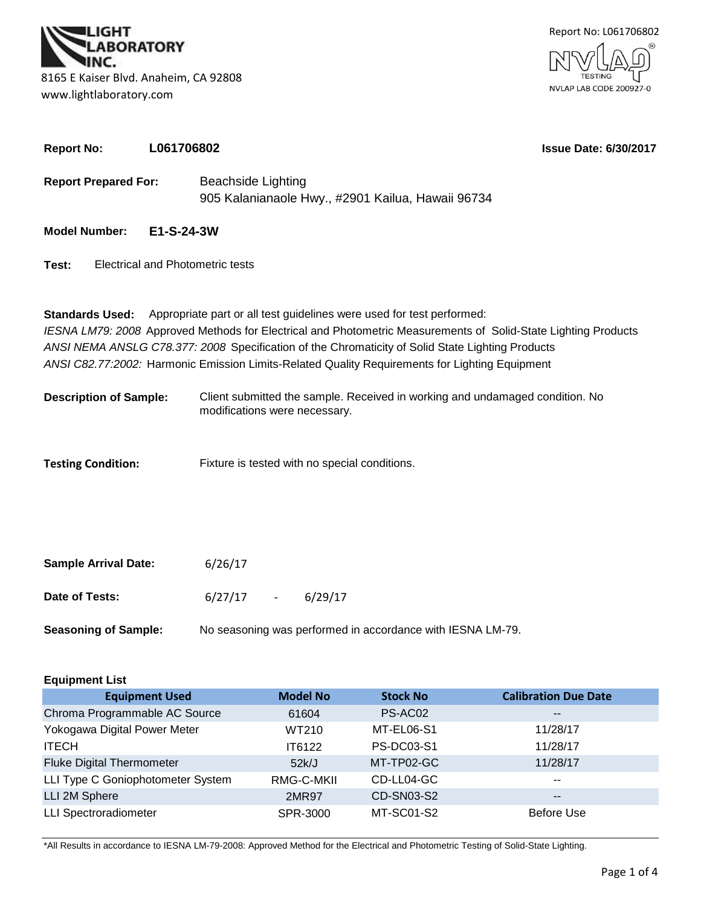**LIGHT LABORATORY INC.**
8165 E Kaiser Blvd. Anaheim, CA 92808
www.lightlaboratory.com

Report No: L061706802
NVLAP TESTING
NVLAP LAB CODE 200927-0

**Report No:** **L061706802** **Issue Date: 6/30/2017**

**Report Prepared For:** Beachside Lighting
905 Kalanianaole Hwy., #2901 Kailua, Hawaii 96734

**Model Number:** **E1-S-24-3W**

**Test:** Electrical and Photometric tests

**Standards Used:** Appropriate part or all test guidelines were used for test performed:
*IESNA LM79: 2008* Approved Methods for Electrical and Photometric Measurements of Solid-State Lighting Products
*ANSI NEMA ANSLG C78.377: 2008* Specification of the Chromaticity of Solid State Lighting Products
*ANSI C82.77:2002:* Harmonic Emission Limits-Related Quality Requirements for Lighting Equipment

**Description of Sample:** Client submitted the sample. Received in working and undamaged condition. No modifications were necessary.

**Testing Condition:** Fixture is tested with no special conditions.

**Sample Arrival Date:** 6/26/17

**Date of Tests:** 6/27/17 - 6/29/17

**Seasoning of Sample:** No seasoning was performed in accordance with IESNA LM-79.

**Equipment List**

| Equipment Used | Model No | Stock No | Calibration Due Date |
|---|---|---|---|
| Chroma Programmable AC Source | 61604 | PS-AC02 | -- |
| Yokogawa Digital Power Meter | WT210 | MT-EL06-S1 | 11/28/17 |
| ITECH | IT6122 | PS-DC03-S1 | 11/28/17 |
| Fluke Digital Thermometer | 52k/J | MT-TP02-GC | 11/28/17 |
| LLI Type C Goniophotometer System | RMG-C-MKII | CD-LL04-GC | -- |
| LLI 2M Sphere | 2MR97 | CD-SN03-S2 | -- |
| LLI Spectroradiometer | SPR-3000 | MT-SC01-S2 | Before Use |

*All Results in accordance to IESNA LM-79-2008: Approved Method for the Electrical and Photometric Testing of Solid-State Lighting.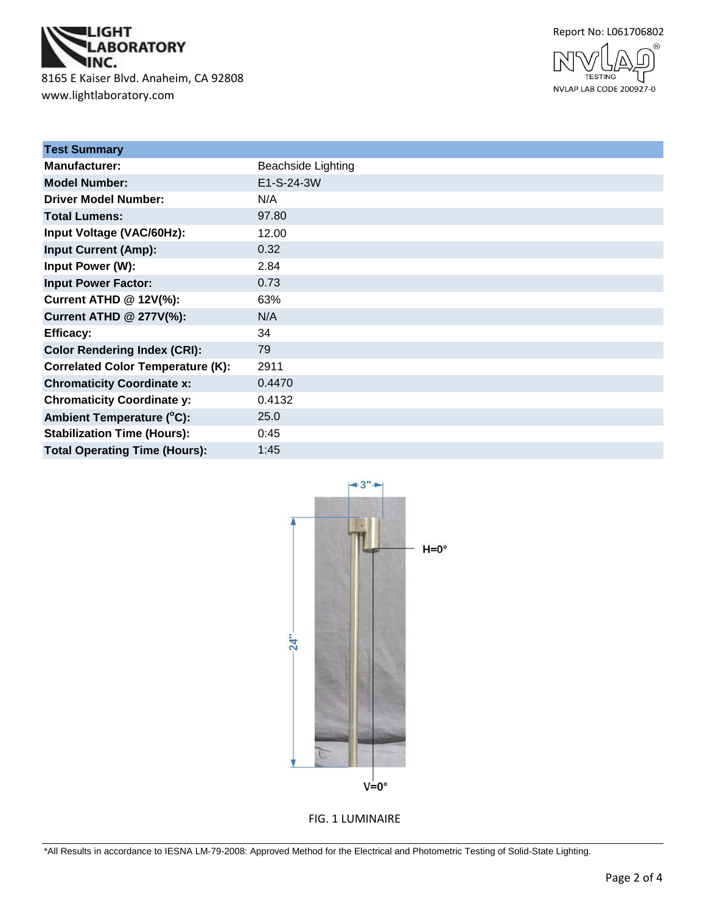LIGHT LABORATORY INC.
8165 E Kaiser Blvd. Anaheim, CA 92808
www.lightlaboratory.com

Report No: L061706802

NVLAP LAB CODE 200927-0

| Test Summary | |
|---|---|
| **Manufacturer:** | Beachside Lighting |
| **Model Number:** | E1-S-24-3W |
| **Driver Model Number:** | N/A |
| **Total Lumens:** | 97.80 |
| **Input Voltage (VAC/60Hz):** | 12.00 |
| **Input Current (Amp):** | 0.32 |
| **Input Power (W):** | 2.84 |
| **Input Power Factor:** | 0.73 |
| **Current ATHD @ 12V(%):** | 63% |
| **Current ATHD @ 277V(%):** | N/A |
| **Efficacy:** | 34 |
| **Color Rendering Index (CRI):** | 79 |
| **Correlated Color Temperature (K):** | 2911 |
| **Chromaticity Coordinate x:** | 0.4470 |
| **Chromaticity Coordinate y:** | 0.4132 |
| **Ambient Temperature (°C):** | 25.0 |
| **Stabilization Time (Hours):** | 0:45 |
| **Total Operating Time (Hours):** | 1:45 |

3"

24"

H=0°

V=0°

FIG. 1 LUMINAIRE

*All Results in accordance to IESNA LM-79-2008: Approved Method for the Electrical and Photometric Testing of Solid-State Lighting.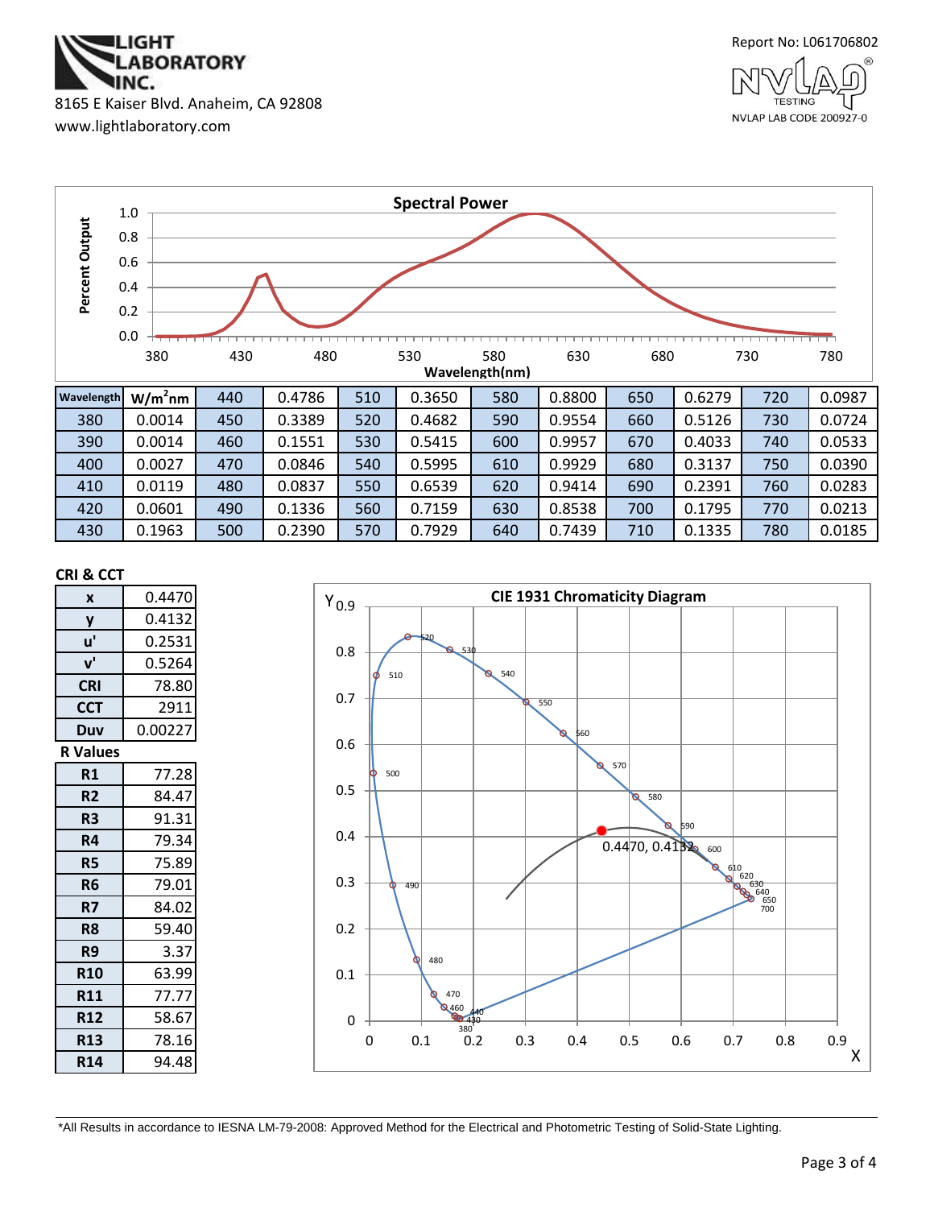Report No: L061706802

LIGHT LABORATORY INC.
8165 E Kaiser Blvd. Anaheim, CA 92808
www.lightlaboratory.com

NVLAP LAB CODE 200927-0

**Spectral Power**

| Wavelength | W/m²nm | Wavelength | W/m²nm | Wavelength | W/m²nm | Wavelength | W/m²nm | Wavelength | W/m²nm | Wavelength | W/m²nm |
|---|---|---|---|---|---|---|---|---|---|---|---|
| 380 | 0.0014 | 440 | 0.4786 | 510 | 0.3650 | 580 | 0.8800 | 650 | 0.6279 | 720 | 0.0987 |
| 390 | 0.0014 | 450 | 0.3389 | 520 | 0.4682 | 590 | 0.9554 | 660 | 0.5126 | 730 | 0.0724 |
| 400 | 0.0027 | 460 | 0.1551 | 530 | 0.5415 | 600 | 0.9957 | 670 | 0.4033 | 740 | 0.0533 |
| 410 | 0.0119 | 470 | 0.0846 | 540 | 0.5995 | 610 | 0.9929 | 680 | 0.3137 | 750 | 0.0390 |
| 420 | 0.0601 | 480 | 0.0837 | 550 | 0.6539 | 620 | 0.9414 | 690 | 0.2391 | 760 | 0.0283 |
| 430 | 0.1963 | 490 | 0.1336 | 560 | 0.7159 | 630 | 0.8538 | 700 | 0.1795 | 770 | 0.0213 |
|  |  | 500 | 0.2390 | 570 | 0.7929 | 640 | 0.7439 | 710 | 0.1335 | 780 | 0.0185 |

**CRI & CCT**

| | |
|---|---|
| x | 0.4470 |
| y | 0.4132 |
| u' | 0.2531 |
| v' | 0.5264 |
| CRI | 78.80 |
| CCT | 2911 |
| Duv | 0.00227 |

**R Values**

| | |
|---|---|
| R1 | 77.28 |
| R2 | 84.47 |
| R3 | 91.31 |
| R4 | 79.34 |
| R5 | 75.89 |
| R6 | 79.01 |
| R7 | 84.02 |
| R8 | 59.40 |
| R9 | 3.37 |
| R10 | 63.99 |
| R11 | 77.77 |
| R12 | 58.67 |
| R13 | 78.16 |
| R14 | 94.48 |

**CIE 1931 Chromaticity Diagram**

0.4470, 0.4132

*All Results in accordance to IESNA LM-79-2008: Approved Method for the Electrical and Photometric Testing of Solid-State Lighting.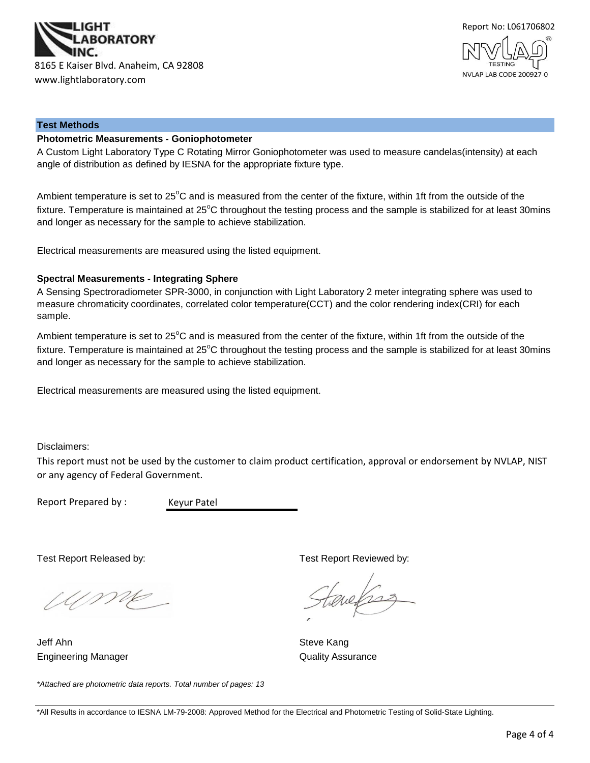## Test Methods

### Photometric Measurements - Goniophotometer

A Custom Light Laboratory Type C Rotating Mirror Goniophotometer was used to measure candelas(intensity) at each angle of distribution as defined by IESNA for the appropriate fixture type.

Ambient temperature is set to 25°C and is measured from the center of the fixture, within 1ft from the outside of the fixture. Temperature is maintained at 25°C throughout the testing process and the sample is stabilized for at least 30mins and longer as necessary for the sample to achieve stabilization.

Electrical measurements are measured using the listed equipment.

### Spectral Measurements - Integrating Sphere

A Sensing Spectroradiometer SPR-3000, in conjunction with Light Laboratory 2 meter integrating sphere was used to measure chromaticity coordinates, correlated color temperature(CCT) and the color rendering index(CRI) for each sample.

Ambient temperature is set to 25°C and is measured from the center of the fixture, within 1ft from the outside of the fixture. Temperature is maintained at 25°C throughout the testing process and the sample is stabilized for at least 30mins and longer as necessary for the sample to achieve stabilization.

Electrical measurements are measured using the listed equipment.

Disclaimers:

This report must not be used by the customer to claim product certification, approval or endorsement by NVLAP, NIST or any agency of Federal Government.

Report Prepared by : Keyur Patel

Test Report Released by:

Jeff Ahn
Engineering Manager

Test Report Reviewed by:

Steve Kang
Quality Assurance

*\*Attached are photometric data reports. Total number of pages: 13*

\*All Results in accordance to IESNA LM-79-2008: Approved Method for the Electrical and Photometric Testing of Solid-State Lighting.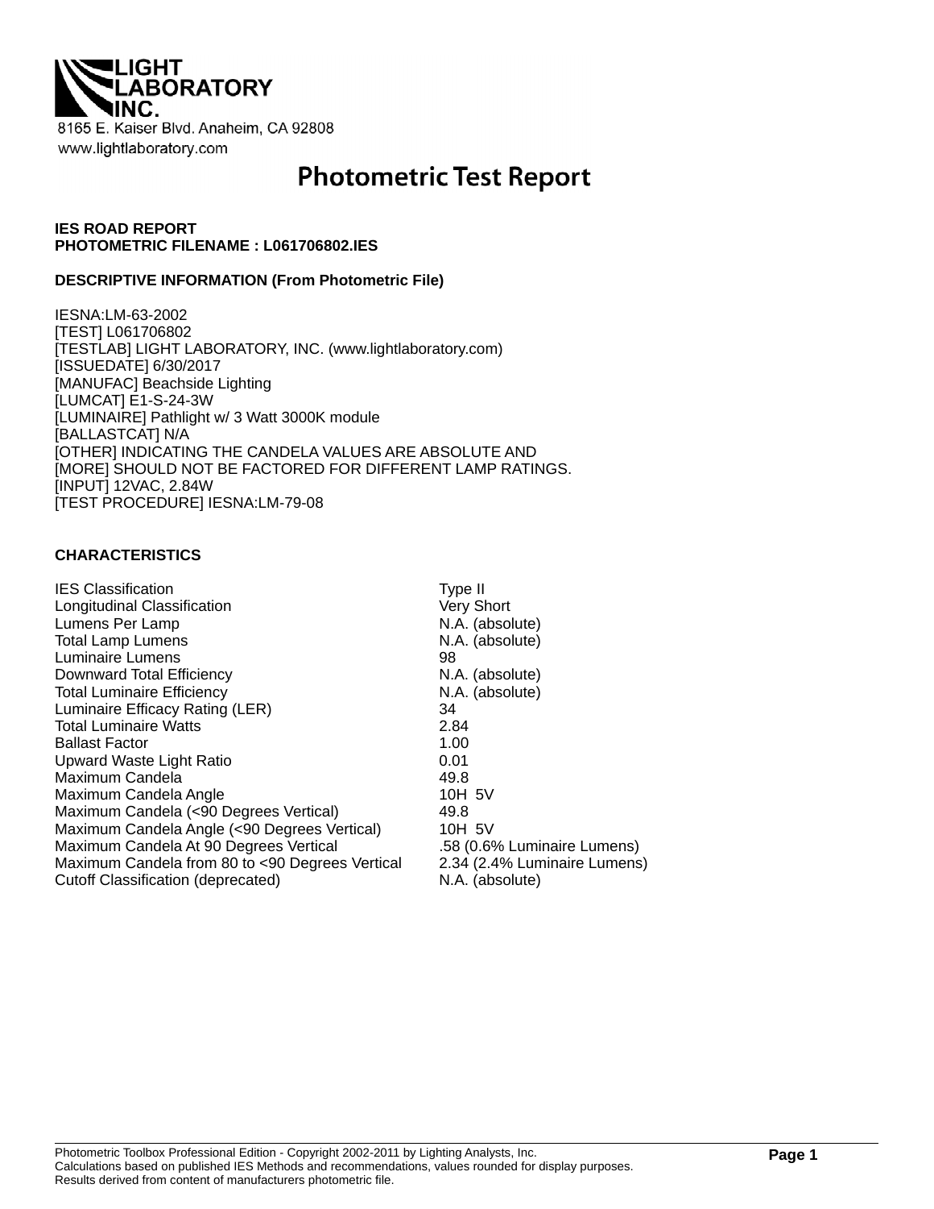LIGHT LABORATORY INC.

8165 E. Kaiser Blvd. Anaheim, CA 92808
www.lightlaboratory.com

# Photometric Test Report

**IES ROAD REPORT**
**PHOTOMETRIC FILENAME : L061706802.IES**

**DESCRIPTIVE INFORMATION (From Photometric File)**

IESNA:LM-63-2002
[TEST] L061706802
[TESTLAB] LIGHT LABORATORY, INC. (www.lightlaboratory.com)
[ISSUEDATE] 6/30/2017
[MANUFAC] Beachside Lighting
[LUMCAT] E1-S-24-3W
[LUMINAIRE] Pathlight w/ 3 Watt 3000K module
[BALLASTCAT] N/A
[OTHER] INDICATING THE CANDELA VALUES ARE ABSOLUTE AND
[MORE] SHOULD NOT BE FACTORED FOR DIFFERENT LAMP RATINGS.
[INPUT] 12VAC, 2.84W
[TEST PROCEDURE] IESNA:LM-79-08

**CHARACTERISTICS**

| | |
|---|---|
| IES Classification | Type II |
| Longitudinal Classification | Very Short |
| Lumens Per Lamp | N.A. (absolute) |
| Total Lamp Lumens | N.A. (absolute) |
| Luminaire Lumens | 98 |
| Downward Total Efficiency | N.A. (absolute) |
| Total Luminaire Efficiency | N.A. (absolute) |
| Luminaire Efficacy Rating (LER) | 34 |
| Total Luminaire Watts | 2.84 |
| Ballast Factor | 1.00 |
| Upward Waste Light Ratio | 0.01 |
| Maximum Candela | 49.8 |
| Maximum Candela Angle | 10H 5V |
| Maximum Candela (<90 Degrees Vertical) | 49.8 |
| Maximum Candela Angle (<90 Degrees Vertical) | 10H 5V |
| Maximum Candela At 90 Degrees Vertical | .58 (0.6% Luminaire Lumens) |
| Maximum Candela from 80 to <90 Degrees Vertical | 2.34 (2.4% Luminaire Lumens) |
| Cutoff Classification (deprecated) | N.A. (absolute) |

Photometric Toolbox Professional Edition - Copyright 2002-2011 by Lighting Analysts, Inc.
Calculations based on published IES Methods and recommendations, values rounded for display purposes.
Results derived from content of manufacturers photometric file.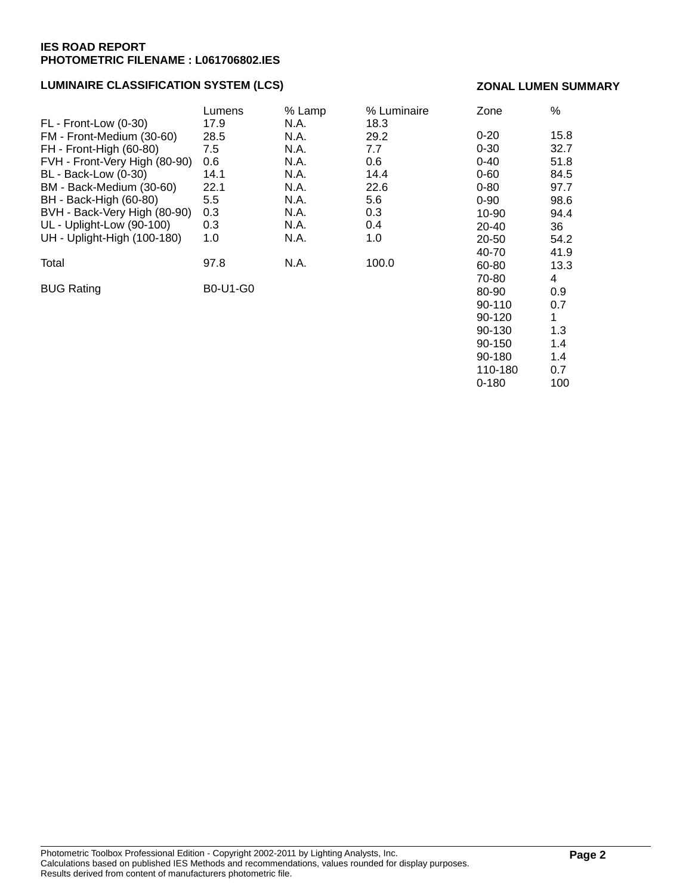**IES ROAD REPORT**
**PHOTOMETRIC FILENAME : L061706802.IES**

### LUMINAIRE CLASSIFICATION SYSTEM (LCS)

| | Lumens | % Lamp | % Luminaire |
|---|---|---|---|
| FL - Front-Low (0-30) | 17.9 | N.A. | 18.3 |
| FM - Front-Medium (30-60) | 28.5 | N.A. | 29.2 |
| FH - Front-High (60-80) | 7.5 | N.A. | 7.7 |
| FVH - Front-Very High (80-90) | 0.6 | N.A. | 0.6 |
| BL - Back-Low (0-30) | 14.1 | N.A. | 14.4 |
| BM - Back-Medium (30-60) | 22.1 | N.A. | 22.6 |
| BH - Back-High (60-80) | 5.5 | N.A. | 5.6 |
| BVH - Back-Very High (80-90) | 0.3 | N.A. | 0.3 |
| UL - Uplight-Low (90-100) | 0.3 | N.A. | 0.4 |
| UH - Uplight-High (100-180) | 1.0 | N.A. | 1.0 |
| Total | 97.8 | N.A. | 100.0 |
| BUG Rating | B0-U1-G0 | | |

### ZONAL LUMEN SUMMARY

| Zone | % |
|---|---|
| 0-20 | 15.8 |
| 0-30 | 32.7 |
| 0-40 | 51.8 |
| 0-60 | 84.5 |
| 0-80 | 97.7 |
| 0-90 | 98.6 |
| 10-90 | 94.4 |
| 20-40 | 36 |
| 20-50 | 54.2 |
| 40-70 | 41.9 |
| 60-80 | 13.3 |
| 70-80 | 4 |
| 80-90 | 0.9 |
| 90-110 | 0.7 |
| 90-120 | 1 |
| 90-130 | 1.3 |
| 90-150 | 1.4 |
| 90-180 | 1.4 |
| 110-180 | 0.7 |
| 0-180 | 100 |

Photometric Toolbox Professional Edition - Copyright 2002-2011 by Lighting Analysts, Inc.
Calculations based on published IES Methods and recommendations, values rounded for display purposes.
Results derived from content of manufacturers photometric file.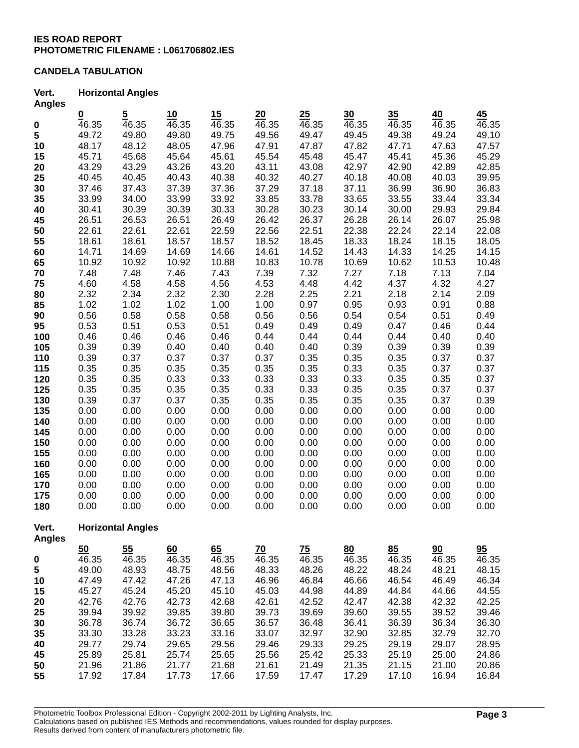**IES ROAD REPORT**
**PHOTOMETRIC FILENAME : L061706802.IES**

**CANDELA TABULATION**

| Vert. Angles | Horizontal Angles | | | | | | | | | |
|---|---|---|---|---|---|---|---|---|---|---|
| | **0** | **5** | **10** | **15** | **20** | **25** | **30** | **35** | **40** | **45** |
| **0** | 46.35 | 46.35 | 46.35 | 46.35 | 46.35 | 46.35 | 46.35 | 46.35 | 46.35 | 46.35 |
| **5** | 49.72 | 49.80 | 49.80 | 49.75 | 49.56 | 49.47 | 49.45 | 49.38 | 49.24 | 49.10 |
| **10** | 48.17 | 48.12 | 48.05 | 47.96 | 47.91 | 47.87 | 47.82 | 47.71 | 47.63 | 47.57 |
| **15** | 45.71 | 45.68 | 45.64 | 45.61 | 45.54 | 45.48 | 45.47 | 45.41 | 45.36 | 45.29 |
| **20** | 43.29 | 43.29 | 43.26 | 43.20 | 43.11 | 43.08 | 42.97 | 42.90 | 42.89 | 42.85 |
| **25** | 40.45 | 40.45 | 40.43 | 40.38 | 40.32 | 40.27 | 40.18 | 40.08 | 40.03 | 39.95 |
| **30** | 37.46 | 37.43 | 37.39 | 37.36 | 37.29 | 37.18 | 37.11 | 36.99 | 36.90 | 36.83 |
| **35** | 33.99 | 34.00 | 33.99 | 33.92 | 33.85 | 33.78 | 33.65 | 33.55 | 33.44 | 33.34 |
| **40** | 30.41 | 30.39 | 30.39 | 30.33 | 30.28 | 30.23 | 30.14 | 30.00 | 29.93 | 29.84 |
| **45** | 26.51 | 26.53 | 26.51 | 26.49 | 26.42 | 26.37 | 26.28 | 26.14 | 26.07 | 25.98 |
| **50** | 22.61 | 22.61 | 22.61 | 22.59 | 22.56 | 22.51 | 22.38 | 22.24 | 22.14 | 22.08 |
| **55** | 18.61 | 18.61 | 18.57 | 18.57 | 18.52 | 18.45 | 18.33 | 18.24 | 18.15 | 18.05 |
| **60** | 14.71 | 14.69 | 14.69 | 14.66 | 14.61 | 14.52 | 14.43 | 14.33 | 14.25 | 14.15 |
| **65** | 10.92 | 10.92 | 10.92 | 10.88 | 10.83 | 10.78 | 10.69 | 10.62 | 10.53 | 10.48 |
| **70** | 7.48 | 7.48 | 7.46 | 7.43 | 7.39 | 7.32 | 7.27 | 7.18 | 7.13 | 7.04 |
| **75** | 4.60 | 4.58 | 4.58 | 4.56 | 4.53 | 4.48 | 4.42 | 4.37 | 4.32 | 4.27 |
| **80** | 2.32 | 2.34 | 2.32 | 2.30 | 2.28 | 2.25 | 2.21 | 2.18 | 2.14 | 2.09 |
| **85** | 1.02 | 1.02 | 1.02 | 1.00 | 1.00 | 0.97 | 0.95 | 0.93 | 0.91 | 0.88 |
| **90** | 0.56 | 0.58 | 0.58 | 0.58 | 0.56 | 0.56 | 0.54 | 0.54 | 0.51 | 0.49 |
| **95** | 0.53 | 0.51 | 0.53 | 0.51 | 0.49 | 0.49 | 0.49 | 0.47 | 0.46 | 0.44 |
| **100** | 0.46 | 0.46 | 0.46 | 0.46 | 0.44 | 0.44 | 0.44 | 0.44 | 0.40 | 0.40 |
| **105** | 0.39 | 0.39 | 0.40 | 0.40 | 0.40 | 0.40 | 0.39 | 0.39 | 0.39 | 0.39 |
| **110** | 0.39 | 0.37 | 0.37 | 0.37 | 0.37 | 0.35 | 0.35 | 0.35 | 0.37 | 0.37 |
| **115** | 0.35 | 0.35 | 0.35 | 0.35 | 0.35 | 0.35 | 0.33 | 0.35 | 0.37 | 0.37 |
| **120** | 0.35 | 0.35 | 0.33 | 0.33 | 0.33 | 0.33 | 0.33 | 0.35 | 0.35 | 0.37 |
| **125** | 0.35 | 0.35 | 0.35 | 0.35 | 0.33 | 0.33 | 0.35 | 0.35 | 0.37 | 0.37 |
| **130** | 0.39 | 0.37 | 0.37 | 0.35 | 0.35 | 0.35 | 0.35 | 0.35 | 0.37 | 0.39 |
| **135** | 0.00 | 0.00 | 0.00 | 0.00 | 0.00 | 0.00 | 0.00 | 0.00 | 0.00 | 0.00 |
| **140** | 0.00 | 0.00 | 0.00 | 0.00 | 0.00 | 0.00 | 0.00 | 0.00 | 0.00 | 0.00 |
| **145** | 0.00 | 0.00 | 0.00 | 0.00 | 0.00 | 0.00 | 0.00 | 0.00 | 0.00 | 0.00 |
| **150** | 0.00 | 0.00 | 0.00 | 0.00 | 0.00 | 0.00 | 0.00 | 0.00 | 0.00 | 0.00 |
| **155** | 0.00 | 0.00 | 0.00 | 0.00 | 0.00 | 0.00 | 0.00 | 0.00 | 0.00 | 0.00 |
| **160** | 0.00 | 0.00 | 0.00 | 0.00 | 0.00 | 0.00 | 0.00 | 0.00 | 0.00 | 0.00 |
| **165** | 0.00 | 0.00 | 0.00 | 0.00 | 0.00 | 0.00 | 0.00 | 0.00 | 0.00 | 0.00 |
| **170** | 0.00 | 0.00 | 0.00 | 0.00 | 0.00 | 0.00 | 0.00 | 0.00 | 0.00 | 0.00 |
| **175** | 0.00 | 0.00 | 0.00 | 0.00 | 0.00 | 0.00 | 0.00 | 0.00 | 0.00 | 0.00 |
| **180** | 0.00 | 0.00 | 0.00 | 0.00 | 0.00 | 0.00 | 0.00 | 0.00 | 0.00 | 0.00 |

| Vert. Angles | Horizontal Angles | | | | | | | | | |
|---|---|---|---|---|---|---|---|---|---|---|
| | **50** | **55** | **60** | **65** | **70** | **75** | **80** | **85** | **90** | **95** |
| **0** | 46.35 | 46.35 | 46.35 | 46.35 | 46.35 | 46.35 | 46.35 | 46.35 | 46.35 | 46.35 |
| **5** | 49.00 | 48.93 | 48.75 | 48.56 | 48.33 | 48.26 | 48.22 | 48.24 | 48.21 | 48.15 |
| **10** | 47.49 | 47.42 | 47.26 | 47.13 | 46.96 | 46.84 | 46.66 | 46.54 | 46.49 | 46.34 |
| **15** | 45.27 | 45.24 | 45.20 | 45.10 | 45.03 | 44.98 | 44.89 | 44.84 | 44.66 | 44.55 |
| **20** | 42.76 | 42.76 | 42.73 | 42.68 | 42.61 | 42.52 | 42.47 | 42.38 | 42.32 | 42.25 |
| **25** | 39.94 | 39.92 | 39.85 | 39.80 | 39.73 | 39.69 | 39.60 | 39.55 | 39.52 | 39.46 |
| **30** | 36.78 | 36.74 | 36.72 | 36.65 | 36.57 | 36.48 | 36.41 | 36.39 | 36.34 | 36.30 |
| **35** | 33.30 | 33.28 | 33.23 | 33.16 | 33.07 | 32.97 | 32.90 | 32.85 | 32.79 | 32.70 |
| **40** | 29.77 | 29.74 | 29.65 | 29.56 | 29.46 | 29.33 | 29.25 | 29.19 | 29.07 | 28.95 |
| **45** | 25.89 | 25.81 | 25.74 | 25.65 | 25.56 | 25.42 | 25.33 | 25.19 | 25.00 | 24.86 |
| **50** | 21.96 | 21.86 | 21.77 | 21.68 | 21.61 | 21.49 | 21.35 | 21.15 | 21.00 | 20.86 |
| **55** | 17.92 | 17.84 | 17.73 | 17.66 | 17.59 | 17.47 | 17.29 | 17.10 | 16.94 | 16.84 |

Photometric Toolbox Professional Edition - Copyright 2002-2011 by Lighting Analysts, Inc.
Calculations based on published IES Methods and recommendations, values rounded for display purposes.
Results derived from content of manufacturers photometric file.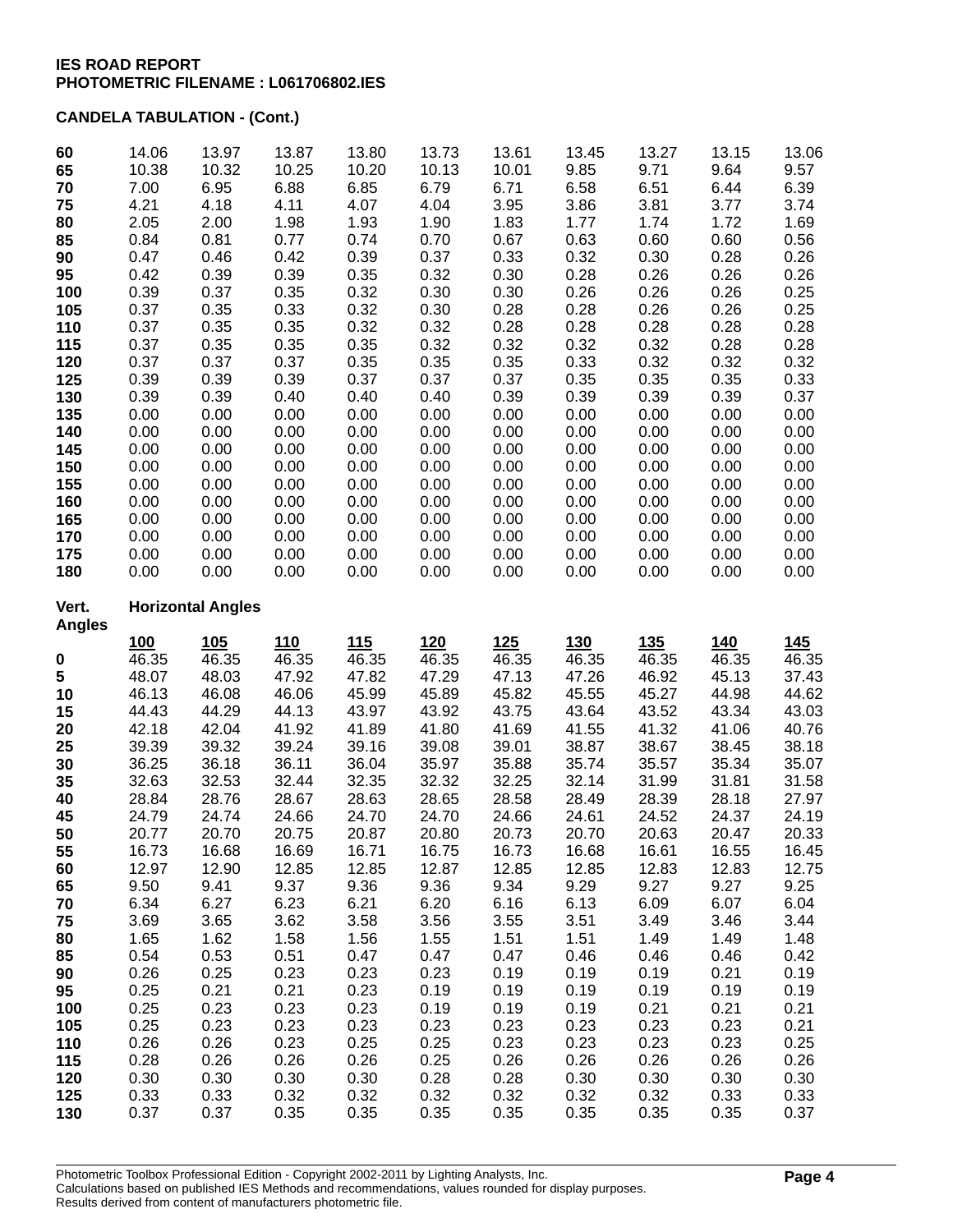IES ROAD REPORT
PHOTOMETRIC FILENAME : L061706802.IES

**CANDELA TABULATION - (Cont.)**

| | | | | | | | | | | |
|---|---|---|---|---|---|---|---|---|---|---|
| **60** | 14.06 | 13.97 | 13.87 | 13.80 | 13.73 | 13.61 | 13.45 | 13.27 | 13.15 | 13.06 |
| **65** | 10.38 | 10.32 | 10.25 | 10.20 | 10.13 | 10.01 | 9.85 | 9.71 | 9.64 | 9.57 |
| **70** | 7.00 | 6.95 | 6.88 | 6.85 | 6.79 | 6.71 | 6.58 | 6.51 | 6.44 | 6.39 |
| **75** | 4.21 | 4.18 | 4.11 | 4.07 | 4.04 | 3.95 | 3.86 | 3.81 | 3.77 | 3.74 |
| **80** | 2.05 | 2.00 | 1.98 | 1.93 | 1.90 | 1.83 | 1.77 | 1.74 | 1.72 | 1.69 |
| **85** | 0.84 | 0.81 | 0.77 | 0.74 | 0.70 | 0.67 | 0.63 | 0.60 | 0.60 | 0.56 |
| **90** | 0.47 | 0.46 | 0.42 | 0.39 | 0.37 | 0.33 | 0.32 | 0.30 | 0.28 | 0.26 |
| **95** | 0.42 | 0.39 | 0.39 | 0.35 | 0.32 | 0.30 | 0.28 | 0.26 | 0.26 | 0.26 |
| **100** | 0.39 | 0.37 | 0.35 | 0.32 | 0.30 | 0.30 | 0.26 | 0.26 | 0.26 | 0.25 |
| **105** | 0.37 | 0.35 | 0.33 | 0.32 | 0.30 | 0.28 | 0.28 | 0.26 | 0.26 | 0.25 |
| **110** | 0.37 | 0.35 | 0.35 | 0.32 | 0.32 | 0.28 | 0.28 | 0.28 | 0.28 | 0.28 |
| **115** | 0.37 | 0.35 | 0.35 | 0.35 | 0.32 | 0.32 | 0.32 | 0.32 | 0.28 | 0.28 |
| **120** | 0.37 | 0.37 | 0.37 | 0.35 | 0.35 | 0.35 | 0.33 | 0.32 | 0.32 | 0.32 |
| **125** | 0.39 | 0.39 | 0.39 | 0.37 | 0.37 | 0.37 | 0.35 | 0.35 | 0.35 | 0.33 |
| **130** | 0.39 | 0.39 | 0.40 | 0.40 | 0.40 | 0.39 | 0.39 | 0.39 | 0.39 | 0.37 |
| **135** | 0.00 | 0.00 | 0.00 | 0.00 | 0.00 | 0.00 | 0.00 | 0.00 | 0.00 | 0.00 |
| **140** | 0.00 | 0.00 | 0.00 | 0.00 | 0.00 | 0.00 | 0.00 | 0.00 | 0.00 | 0.00 |
| **145** | 0.00 | 0.00 | 0.00 | 0.00 | 0.00 | 0.00 | 0.00 | 0.00 | 0.00 | 0.00 |
| **150** | 0.00 | 0.00 | 0.00 | 0.00 | 0.00 | 0.00 | 0.00 | 0.00 | 0.00 | 0.00 |
| **155** | 0.00 | 0.00 | 0.00 | 0.00 | 0.00 | 0.00 | 0.00 | 0.00 | 0.00 | 0.00 |
| **160** | 0.00 | 0.00 | 0.00 | 0.00 | 0.00 | 0.00 | 0.00 | 0.00 | 0.00 | 0.00 |
| **165** | 0.00 | 0.00 | 0.00 | 0.00 | 0.00 | 0.00 | 0.00 | 0.00 | 0.00 | 0.00 |
| **170** | 0.00 | 0.00 | 0.00 | 0.00 | 0.00 | 0.00 | 0.00 | 0.00 | 0.00 | 0.00 |
| **175** | 0.00 | 0.00 | 0.00 | 0.00 | 0.00 | 0.00 | 0.00 | 0.00 | 0.00 | 0.00 |
| **180** | 0.00 | 0.00 | 0.00 | 0.00 | 0.00 | 0.00 | 0.00 | 0.00 | 0.00 | 0.00 |

| Vert. Angles | Horizontal Angles | | | | | | | | | |
|---|---|---|---|---|---|---|---|---|---|---|
| | **100** | **105** | **110** | **115** | **120** | **125** | **130** | **135** | **140** | **145** |
| **0** | 46.35 | 46.35 | 46.35 | 46.35 | 46.35 | 46.35 | 46.35 | 46.35 | 46.35 | 46.35 |
| **5** | 48.07 | 48.03 | 47.92 | 47.82 | 47.29 | 47.13 | 47.26 | 46.92 | 45.13 | 37.43 |
| **10** | 46.13 | 46.08 | 46.06 | 45.99 | 45.89 | 45.82 | 45.55 | 45.27 | 44.98 | 44.62 |
| **15** | 44.43 | 44.29 | 44.13 | 43.97 | 43.92 | 43.75 | 43.64 | 43.52 | 43.34 | 43.03 |
| **20** | 42.18 | 42.04 | 41.92 | 41.89 | 41.80 | 41.69 | 41.55 | 41.32 | 41.06 | 40.76 |
| **25** | 39.39 | 39.32 | 39.24 | 39.16 | 39.08 | 39.01 | 38.87 | 38.67 | 38.45 | 38.18 |
| **30** | 36.25 | 36.18 | 36.11 | 36.04 | 35.97 | 35.88 | 35.74 | 35.57 | 35.34 | 35.07 |
| **35** | 32.63 | 32.53 | 32.44 | 32.35 | 32.32 | 32.25 | 32.14 | 31.99 | 31.81 | 31.58 |
| **40** | 28.84 | 28.76 | 28.67 | 28.63 | 28.65 | 28.58 | 28.49 | 28.39 | 28.18 | 27.97 |
| **45** | 24.79 | 24.74 | 24.66 | 24.70 | 24.70 | 24.66 | 24.61 | 24.52 | 24.37 | 24.19 |
| **50** | 20.77 | 20.70 | 20.75 | 20.87 | 20.80 | 20.73 | 20.70 | 20.63 | 20.47 | 20.33 |
| **55** | 16.73 | 16.68 | 16.69 | 16.71 | 16.75 | 16.73 | 16.68 | 16.61 | 16.55 | 16.45 |
| **60** | 12.97 | 12.90 | 12.85 | 12.85 | 12.87 | 12.85 | 12.85 | 12.83 | 12.83 | 12.75 |
| **65** | 9.50 | 9.41 | 9.37 | 9.36 | 9.36 | 9.34 | 9.29 | 9.27 | 9.27 | 9.25 |
| **70** | 6.34 | 6.27 | 6.23 | 6.21 | 6.20 | 6.16 | 6.13 | 6.09 | 6.07 | 6.04 |
| **75** | 3.69 | 3.65 | 3.62 | 3.58 | 3.56 | 3.55 | 3.51 | 3.49 | 3.46 | 3.44 |
| **80** | 1.65 | 1.62 | 1.58 | 1.56 | 1.55 | 1.51 | 1.51 | 1.49 | 1.49 | 1.48 |
| **85** | 0.54 | 0.53 | 0.51 | 0.47 | 0.47 | 0.47 | 0.46 | 0.46 | 0.46 | 0.42 |
| **90** | 0.26 | 0.25 | 0.23 | 0.23 | 0.23 | 0.19 | 0.19 | 0.19 | 0.21 | 0.19 |
| **95** | 0.25 | 0.21 | 0.21 | 0.23 | 0.19 | 0.19 | 0.19 | 0.19 | 0.19 | 0.19 |
| **100** | 0.25 | 0.23 | 0.23 | 0.23 | 0.19 | 0.19 | 0.19 | 0.21 | 0.21 | 0.21 |
| **105** | 0.25 | 0.23 | 0.23 | 0.23 | 0.23 | 0.23 | 0.23 | 0.23 | 0.23 | 0.21 |
| **110** | 0.26 | 0.26 | 0.23 | 0.25 | 0.25 | 0.23 | 0.23 | 0.23 | 0.23 | 0.25 |
| **115** | 0.28 | 0.26 | 0.26 | 0.26 | 0.25 | 0.26 | 0.26 | 0.26 | 0.26 | 0.26 |
| **120** | 0.30 | 0.30 | 0.30 | 0.30 | 0.28 | 0.28 | 0.30 | 0.30 | 0.30 | 0.30 |
| **125** | 0.33 | 0.33 | 0.32 | 0.32 | 0.32 | 0.32 | 0.32 | 0.32 | 0.33 | 0.33 |
| **130** | 0.37 | 0.37 | 0.35 | 0.35 | 0.35 | 0.35 | 0.35 | 0.35 | 0.35 | 0.37 |

Photometric Toolbox Professional Edition - Copyright 2002-2011 by Lighting Analysts, Inc.
Calculations based on published IES Methods and recommendations, values rounded for display purposes.
Results derived from content of manufacturers photometric file.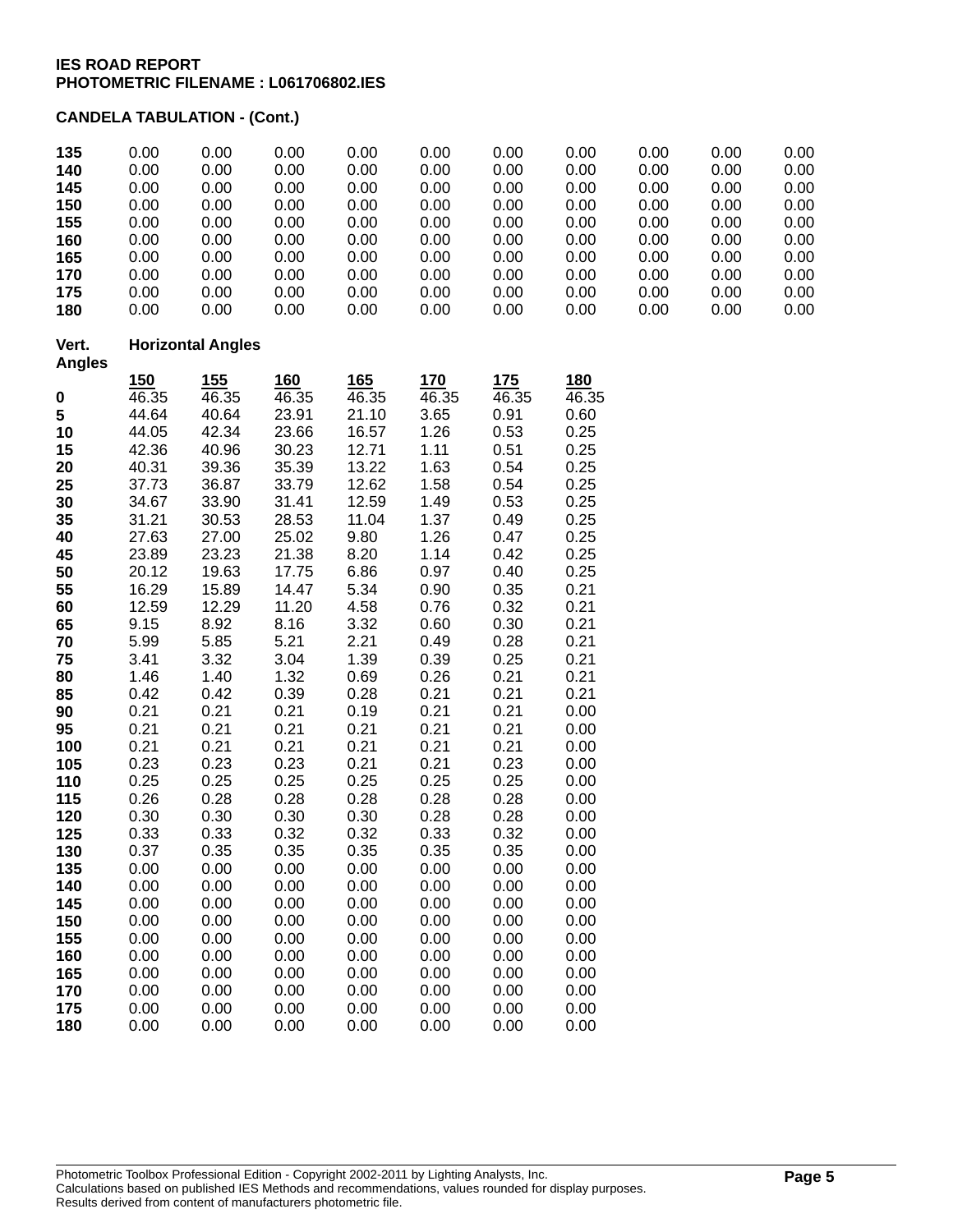**IES ROAD REPORT**
**PHOTOMETRIC FILENAME : L061706802.IES**

**CANDELA TABULATION - (Cont.)**

| | | | | | | | | | | |
|---|---|---|---|---|---|---|---|---|---|---|
| **135** | 0.00 | 0.00 | 0.00 | 0.00 | 0.00 | 0.00 | 0.00 | 0.00 | 0.00 | 0.00 |
| **140** | 0.00 | 0.00 | 0.00 | 0.00 | 0.00 | 0.00 | 0.00 | 0.00 | 0.00 | 0.00 |
| **145** | 0.00 | 0.00 | 0.00 | 0.00 | 0.00 | 0.00 | 0.00 | 0.00 | 0.00 | 0.00 |
| **150** | 0.00 | 0.00 | 0.00 | 0.00 | 0.00 | 0.00 | 0.00 | 0.00 | 0.00 | 0.00 |
| **155** | 0.00 | 0.00 | 0.00 | 0.00 | 0.00 | 0.00 | 0.00 | 0.00 | 0.00 | 0.00 |
| **160** | 0.00 | 0.00 | 0.00 | 0.00 | 0.00 | 0.00 | 0.00 | 0.00 | 0.00 | 0.00 |
| **165** | 0.00 | 0.00 | 0.00 | 0.00 | 0.00 | 0.00 | 0.00 | 0.00 | 0.00 | 0.00 |
| **170** | 0.00 | 0.00 | 0.00 | 0.00 | 0.00 | 0.00 | 0.00 | 0.00 | 0.00 | 0.00 |
| **175** | 0.00 | 0.00 | 0.00 | 0.00 | 0.00 | 0.00 | 0.00 | 0.00 | 0.00 | 0.00 |
| **180** | 0.00 | 0.00 | 0.00 | 0.00 | 0.00 | 0.00 | 0.00 | 0.00 | 0.00 | 0.00 |

| **Vert. Angles** | **Horizontal Angles** | | | | | | |
|---|---|---|---|---|---|---|---|
| | **150** | **155** | **160** | **165** | **170** | **175** | **180** |
| **0** | 46.35 | 46.35 | 46.35 | 46.35 | 46.35 | 46.35 | 46.35 |
| **5** | 44.64 | 40.64 | 23.91 | 21.10 | 3.65 | 0.91 | 0.60 |
| **10** | 44.05 | 42.34 | 23.66 | 16.57 | 1.26 | 0.53 | 0.25 |
| **15** | 42.36 | 40.96 | 30.23 | 12.71 | 1.11 | 0.51 | 0.25 |
| **20** | 40.31 | 39.36 | 35.39 | 13.22 | 1.63 | 0.54 | 0.25 |
| **25** | 37.73 | 36.87 | 33.79 | 12.62 | 1.58 | 0.54 | 0.25 |
| **30** | 34.67 | 33.90 | 31.41 | 12.59 | 1.49 | 0.53 | 0.25 |
| **35** | 31.21 | 30.53 | 28.53 | 11.04 | 1.37 | 0.49 | 0.25 |
| **40** | 27.63 | 27.00 | 25.02 | 9.80 | 1.26 | 0.47 | 0.25 |
| **45** | 23.89 | 23.23 | 21.38 | 8.20 | 1.14 | 0.42 | 0.25 |
| **50** | 20.12 | 19.63 | 17.75 | 6.86 | 0.97 | 0.40 | 0.25 |
| **55** | 16.29 | 15.89 | 14.47 | 5.34 | 0.90 | 0.35 | 0.21 |
| **60** | 12.59 | 12.29 | 11.20 | 4.58 | 0.76 | 0.32 | 0.21 |
| **65** | 9.15 | 8.92 | 8.16 | 3.32 | 0.60 | 0.30 | 0.21 |
| **70** | 5.99 | 5.85 | 5.21 | 2.21 | 0.49 | 0.28 | 0.21 |
| **75** | 3.41 | 3.32 | 3.04 | 1.39 | 0.39 | 0.25 | 0.21 |
| **80** | 1.46 | 1.40 | 1.32 | 0.69 | 0.26 | 0.21 | 0.21 |
| **85** | 0.42 | 0.42 | 0.39 | 0.28 | 0.21 | 0.21 | 0.21 |
| **90** | 0.21 | 0.21 | 0.21 | 0.19 | 0.21 | 0.21 | 0.00 |
| **95** | 0.21 | 0.21 | 0.21 | 0.21 | 0.21 | 0.21 | 0.00 |
| **100** | 0.21 | 0.21 | 0.21 | 0.21 | 0.21 | 0.21 | 0.00 |
| **105** | 0.23 | 0.23 | 0.23 | 0.21 | 0.21 | 0.23 | 0.00 |
| **110** | 0.25 | 0.25 | 0.25 | 0.25 | 0.25 | 0.25 | 0.00 |
| **115** | 0.26 | 0.28 | 0.28 | 0.28 | 0.28 | 0.28 | 0.00 |
| **120** | 0.30 | 0.30 | 0.30 | 0.30 | 0.28 | 0.28 | 0.00 |
| **125** | 0.33 | 0.33 | 0.32 | 0.32 | 0.33 | 0.32 | 0.00 |
| **130** | 0.37 | 0.35 | 0.35 | 0.35 | 0.35 | 0.35 | 0.00 |
| **135** | 0.00 | 0.00 | 0.00 | 0.00 | 0.00 | 0.00 | 0.00 |
| **140** | 0.00 | 0.00 | 0.00 | 0.00 | 0.00 | 0.00 | 0.00 |
| **145** | 0.00 | 0.00 | 0.00 | 0.00 | 0.00 | 0.00 | 0.00 |
| **150** | 0.00 | 0.00 | 0.00 | 0.00 | 0.00 | 0.00 | 0.00 |
| **155** | 0.00 | 0.00 | 0.00 | 0.00 | 0.00 | 0.00 | 0.00 |
| **160** | 0.00 | 0.00 | 0.00 | 0.00 | 0.00 | 0.00 | 0.00 |
| **165** | 0.00 | 0.00 | 0.00 | 0.00 | 0.00 | 0.00 | 0.00 |
| **170** | 0.00 | 0.00 | 0.00 | 0.00 | 0.00 | 0.00 | 0.00 |
| **175** | 0.00 | 0.00 | 0.00 | 0.00 | 0.00 | 0.00 | 0.00 |
| **180** | 0.00 | 0.00 | 0.00 | 0.00 | 0.00 | 0.00 | 0.00 |

Photometric Toolbox Professional Edition - Copyright 2002-2011 by Lighting Analysts, Inc.
Calculations based on published IES Methods and recommendations, values rounded for display purposes.
Results derived from content of manufacturers photometric file.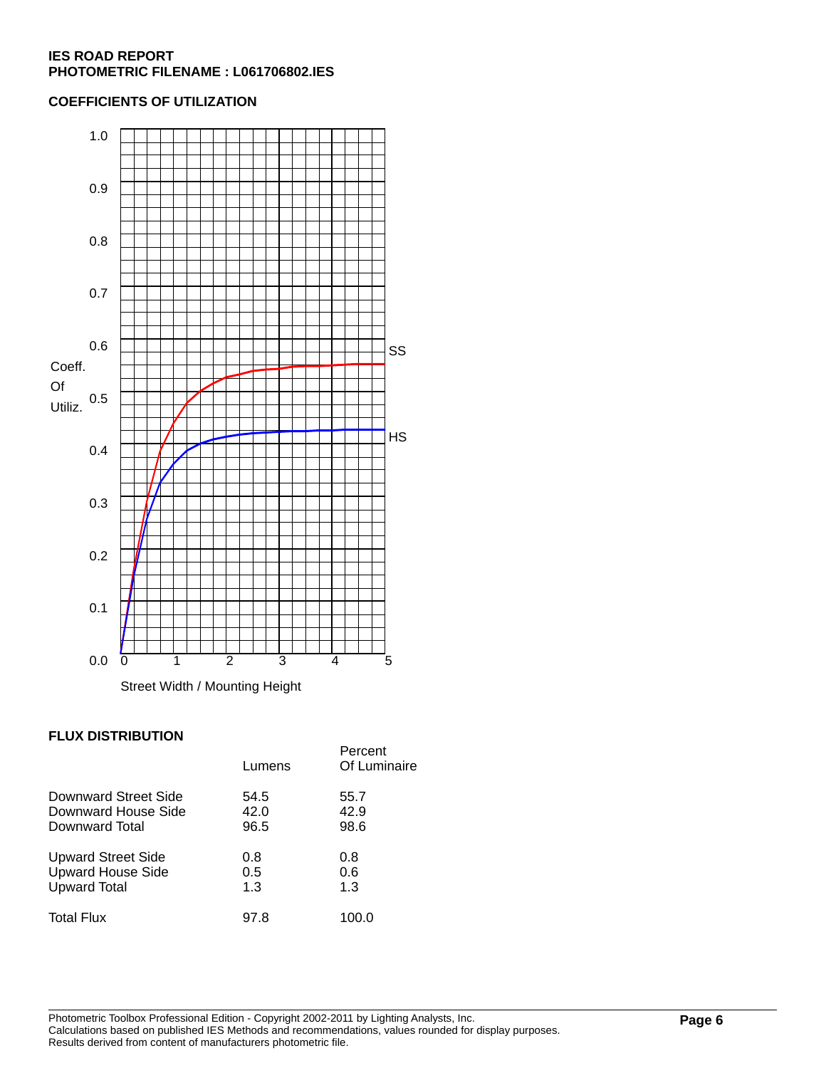**IES ROAD REPORT**
**PHOTOMETRIC FILENAME : L061706802.IES**

## COEFFICIENTS OF UTILIZATION

## FLUX DISTRIBUTION

| | Lumens | Percent Of Luminaire |
|---|---|---|
| Downward Street Side | 54.5 | 55.7 |
| Downward House Side | 42.0 | 42.9 |
| Downward Total | 96.5 | 98.6 |
| Upward Street Side | 0.8 | 0.8 |
| Upward House Side | 0.5 | 0.6 |
| Upward Total | 1.3 | 1.3 |
| Total Flux | 97.8 | 100.0 |

Photometric Toolbox Professional Edition - Copyright 2002-2011 by Lighting Analysts, Inc.
Calculations based on published IES Methods and recommendations, values rounded for display purposes.
Results derived from content of manufacturers photometric file.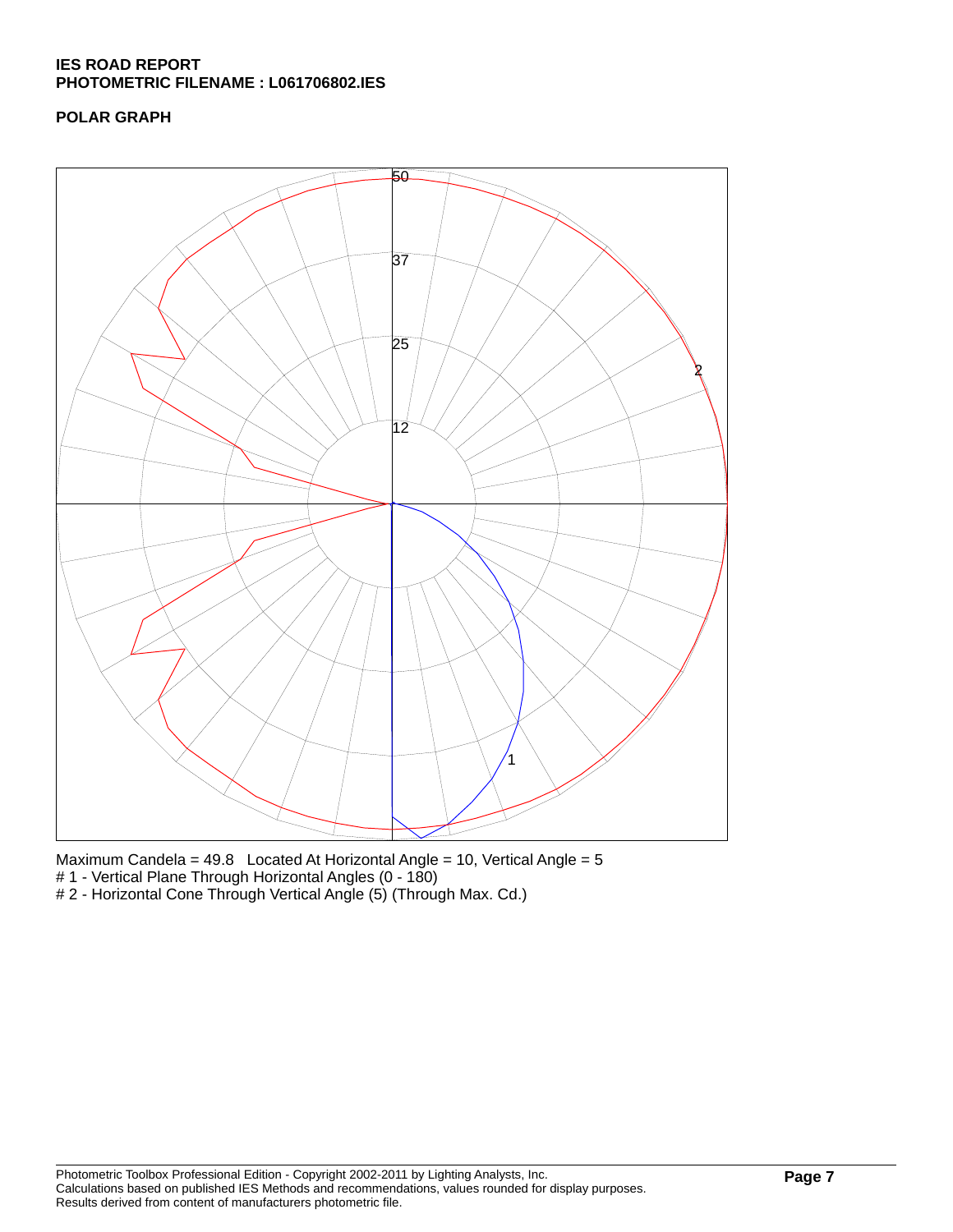**IES ROAD REPORT**
**PHOTOMETRIC FILENAME : L061706802.IES**

**POLAR GRAPH**

Maximum Candela = 49.8   Located At Horizontal Angle = 10, Vertical Angle = 5
# 1 - Vertical Plane Through Horizontal Angles (0 - 180)
# 2 - Horizontal Cone Through Vertical Angle (5) (Through Max. Cd.)

Photometric Toolbox Professional Edition - Copyright 2002-2011 by Lighting Analysts, Inc.
Calculations based on published IES Methods and recommendations, values rounded for display purposes.
Results derived from content of manufacturers photometric file.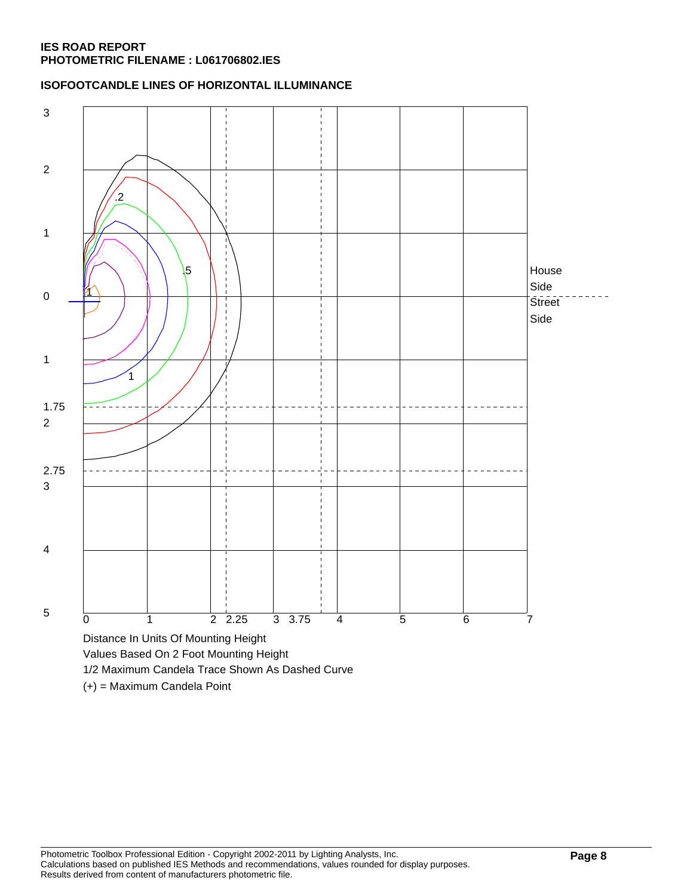**IES ROAD REPORT**
**PHOTOMETRIC FILENAME : L061706802.IES**

**ISOFOOTCANDLE LINES OF HORIZONTAL ILLUMINANCE**

3

2

1

0

1

1.75
2

2.75
3

4

5

.2

.5

1

1

House
Side
Street
Side

0 1 2 2.25 3 3.75 4 5 6 7

Distance In Units Of Mounting Height
Values Based On 2 Foot Mounting Height
1/2 Maximum Candela Trace Shown As Dashed Curve
(+) = Maximum Candela Point

Photometric Toolbox Professional Edition - Copyright 2002-2011 by Lighting Analysts, Inc.
Calculations based on published IES Methods and recommendations, values rounded for display purposes.
Results derived from content of manufacturers photometric file.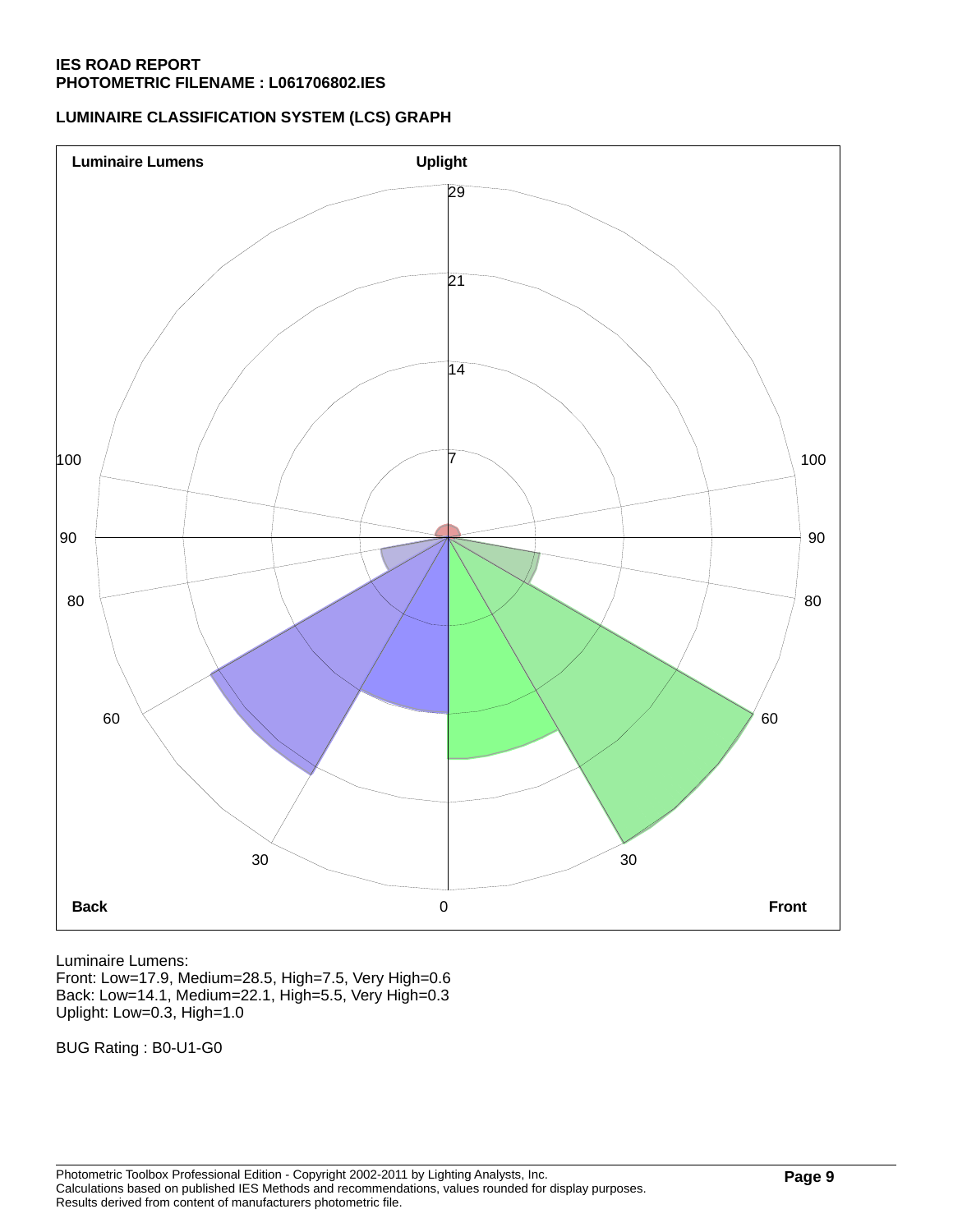**IES ROAD REPORT**
**PHOTOMETRIC FILENAME : L061706802.IES**

**LUMINAIRE CLASSIFICATION SYSTEM (LCS) GRAPH**

**Luminaire Lumens**

**Uplight**

29
21
14
7

100
90
80
60
30
0

100
90
80
60
30

**Back**

**Front**

Luminaire Lumens:
Front: Low=17.9, Medium=28.5, High=7.5, Very High=0.6
Back: Low=14.1, Medium=22.1, High=5.5, Very High=0.3
Uplight: Low=0.3, High=1.0

BUG Rating : B0-U1-G0

Photometric Toolbox Professional Edition - Copyright 2002-2011 by Lighting Analysts, Inc.
Calculations based on published IES Methods and recommendations, values rounded for display purposes.
Results derived from content of manufacturers photometric file.